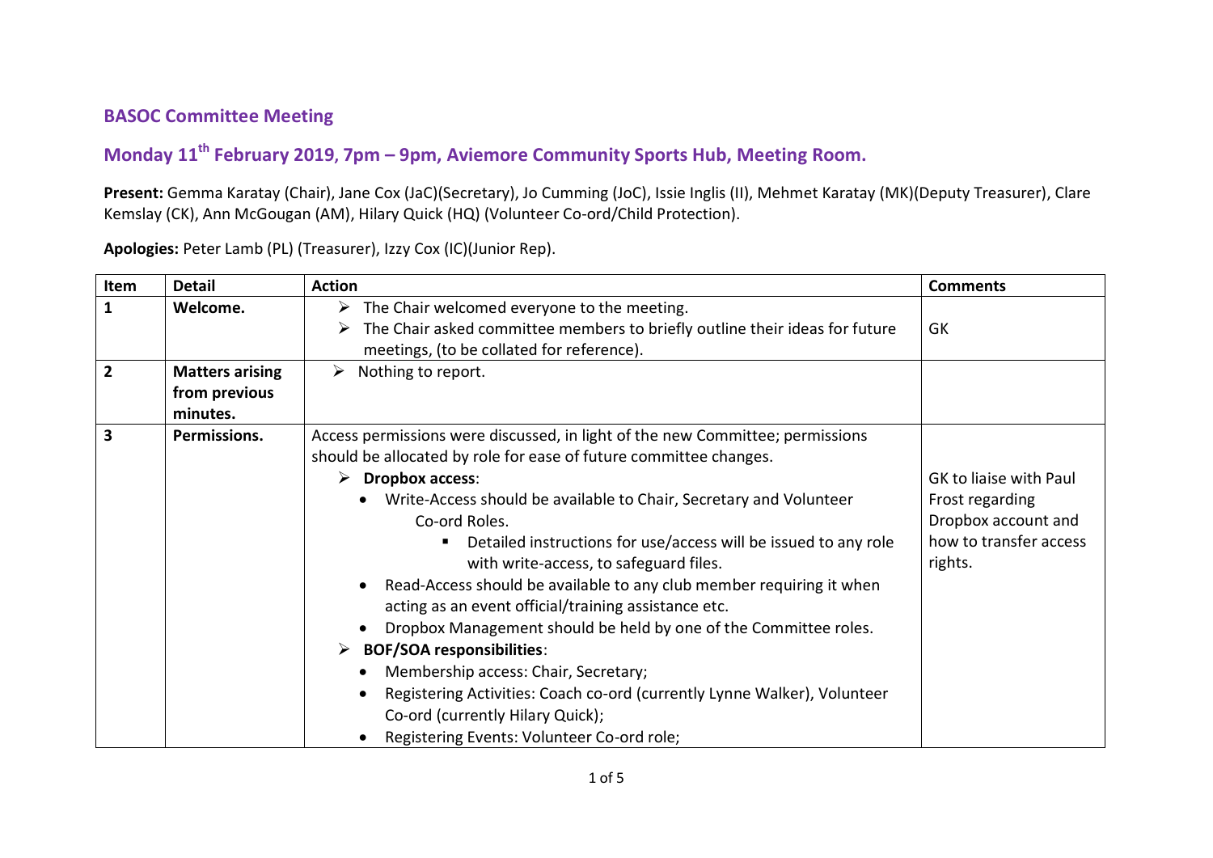## BASOC Committee Meeting

## Monday 11th February 2019, 7pm – 9pm, Aviemore Community Sports Hub, Meeting Room.

**Present:** Gemma Karatay (Chair), Jane Cox (JaC)(Secretary), Jo Cumming (JoC), Issie Inglis (II), Mehmet Karatay (MK)(Deputy Treasurer), Clare Kemslay (CK), Ann McGougan (AM), Hilary Quick (HQ) (Volunteer Co-ord/Child Protection).

**Apologies:** Peter Lamb (PL) (Treasurer), Izzy Cox (IC)(Junior Rep).

| Item | Detail | Action | Comments |
|---|---|---|---|
| **1** | **Welcome.** | ➢ The Chair welcomed everyone to the meeting.<br>➢ The Chair asked committee members to briefly outline their ideas for future meetings, (to be collated for reference). | GK |
| **2** | **Matters arising from previous minutes.** | ➢ Nothing to report. | |
| **3** | **Permissions.** | Access permissions were discussed, in light of the new Committee; permissions should be allocated by role for ease of future committee changes.<br>➢ **Dropbox access**:<br>• Write-Access should be available to Chair, Secretary and Volunteer Co-ord Roles.<br>▪ Detailed instructions for use/access will be issued to any role with write-access, to safeguard files.<br>• Read-Access should be available to any club member requiring it when acting as an event official/training assistance etc.<br>• Dropbox Management should be held by one of the Committee roles.<br>➢ **BOF/SOA responsibilities**:<br>• Membership access: Chair, Secretary;<br>• Registering Activities: Coach co-ord (currently Lynne Walker), Volunteer Co-ord (currently Hilary Quick);<br>• Registering Events: Volunteer Co-ord role; | GK to liaise with Paul Frost regarding Dropbox account and how to transfer access rights. |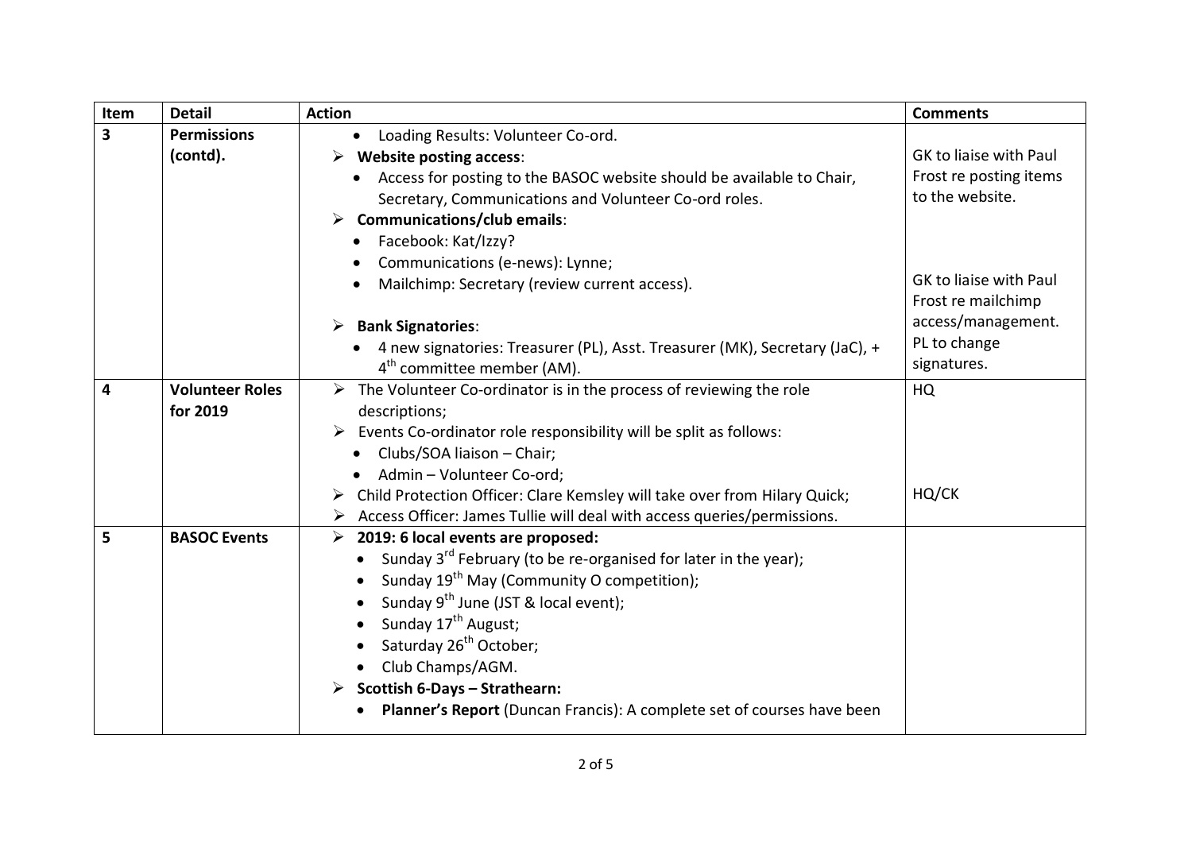| Item | Detail | Action | Comments |
|---|---|---|---|
| 3 | **Permissions (contd).** | • Loading Results: Volunteer Co-ord.<br>➢ **Website posting access**:<br>• Access for posting to the BASOC website should be available to Chair, Secretary, Communications and Volunteer Co-ord roles.<br>➢ **Communications/club emails**:<br>• Facebook: Kat/Izzy?<br>• Communications (e-news): Lynne;<br>• Mailchimp: Secretary (review current access).<br>➢ **Bank Signatories**:<br>• 4 new signatories: Treasurer (PL), Asst. Treasurer (MK), Secretary (JaC), + 4th committee member (AM). | GK to liaise with Paul Frost re posting items to the website.<br><br>GK to liaise with Paul Frost re mailchimp access/management.<br>PL to change signatures. |
| 4 | **Volunteer Roles for 2019** | ➢ The Volunteer Co-ordinator is in the process of reviewing the role descriptions;<br>➢ Events Co-ordinator role responsibility will be split as follows:<br>• Clubs/SOA liaison – Chair;<br>• Admin – Volunteer Co-ord;<br>➢ Child Protection Officer: Clare Kemsley will take over from Hilary Quick;<br>➢ Access Officer: James Tullie will deal with access queries/permissions. | HQ<br><br>HQ/CK |
| 5 | **BASOC Events** | ➢ **2019: 6 local events are proposed:**<br>• Sunday 3rd February (to be re-organised for later in the year);<br>• Sunday 19th May (Community O competition);<br>• Sunday 9th June (JST & local event);<br>• Sunday 17th August;<br>• Saturday 26th October;<br>• Club Champs/AGM.<br>➢ **Scottish 6-Days – Strathearn:**<br>• **Planner's Report** (Duncan Francis): A complete set of courses have been | |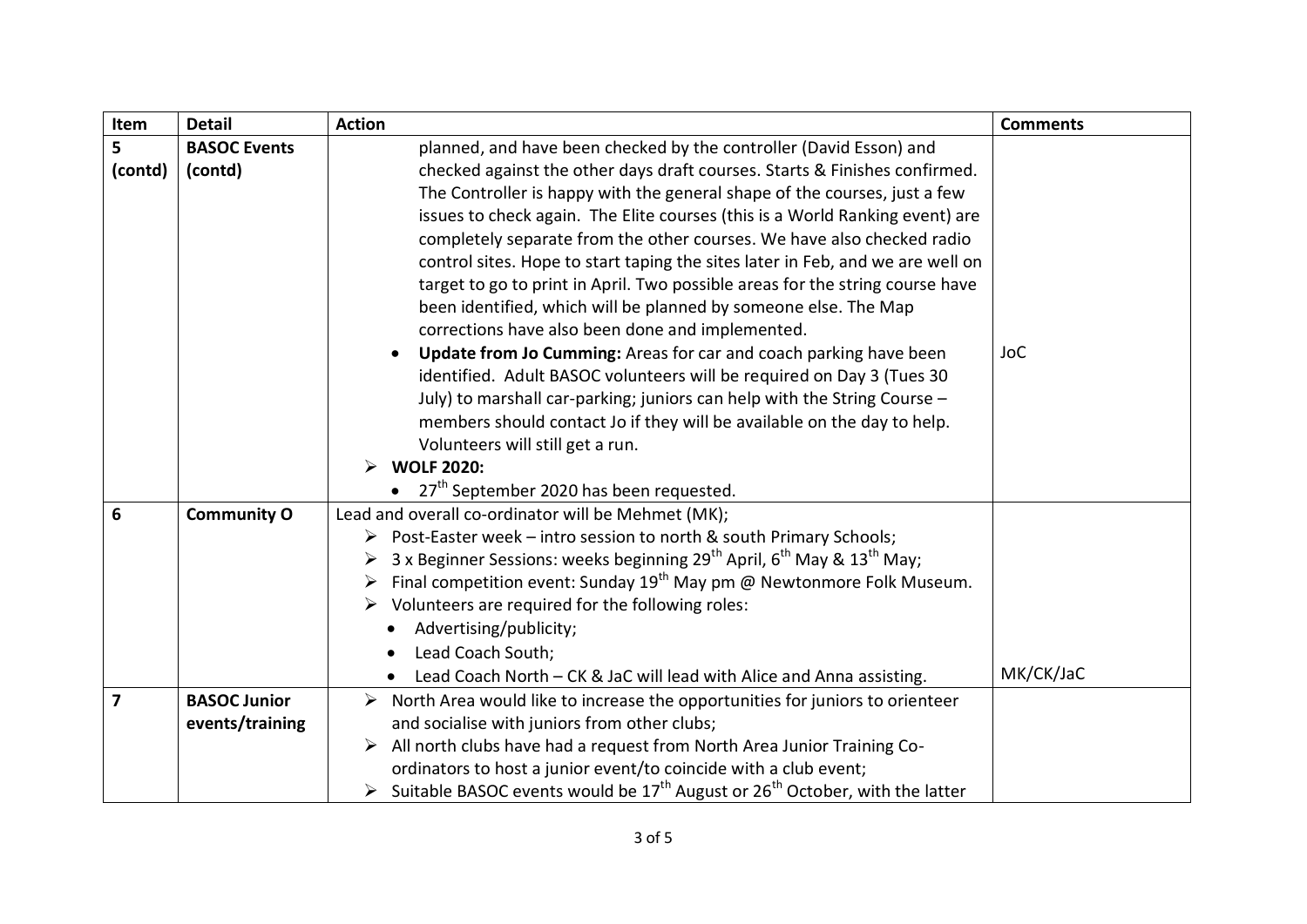| Item | Detail | Action | Comments |
|---|---|---|---|
| 5 (contd) | BASOC Events (contd) | planned, and have been checked by the controller (David Esson) and checked against the other days draft courses. Starts & Finishes confirmed. The Controller is happy with the general shape of the courses, just a few issues to check again. The Elite courses (this is a World Ranking event) are completely separate from the other courses. We have also checked radio control sites. Hope to start taping the sites later in Feb, and we are well on target to go to print in April. Two possible areas for the string course have been identified, which will be planned by someone else. The Map corrections have also been done and implemented.<br>• **Update from Jo Cumming:** Areas for car and coach parking have been identified. Adult BASOC volunteers will be required on Day 3 (Tues 30 July) to marshall car-parking; juniors can help with the String Course – members should contact Jo if they will be available on the day to help. Volunteers will still get a run.<br>➢ **WOLF 2020:**<br>• 27th September 2020 has been requested. | JoC |
| 6 | Community O | Lead and overall co-ordinator will be Mehmet (MK);<br>➢ Post-Easter week – intro session to north & south Primary Schools;<br>➢ 3 x Beginner Sessions: weeks beginning 29th April, 6th May & 13th May;<br>➢ Final competition event: Sunday 19th May pm @ Newtonmore Folk Museum.<br>➢ Volunteers are required for the following roles:<br>• Advertising/publicity;<br>• Lead Coach South;<br>• Lead Coach North – CK & JaC will lead with Alice and Anna assisting. | MK/CK/JaC |
| 7 | BASOC Junior events/training | ➢ North Area would like to increase the opportunities for juniors to orienteer and socialise with juniors from other clubs;<br>➢ All north clubs have had a request from North Area Junior Training Co-ordinators to host a junior event/to coincide with a club event;<br>➢ Suitable BASOC events would be 17th August or 26th October, with the latter | |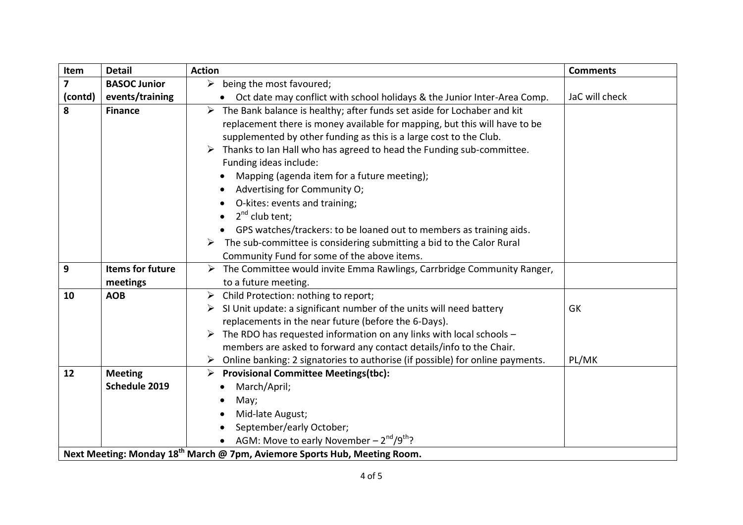| Item | Detail | Action | Comments |
| --- | --- | --- | --- |
| 7 (contd) | BASOC Junior events/training | ➢ being the most favoured;<br>• Oct date may conflict with school holidays & the Junior Inter-Area Comp. | JaC will check |
| 8 | Finance | ➢ The Bank balance is healthy; after funds set aside for Lochaber and kit replacement there is money available for mapping, but this will have to be supplemented by other funding as this is a large cost to the Club.<br>➢ Thanks to Ian Hall who has agreed to head the Funding sub-committee. Funding ideas include:<br>• Mapping (agenda item for a future meeting);<br>• Advertising for Community O;<br>• O-kites: events and training;<br>• 2nd club tent;<br>• GPS watches/trackers: to be loaned out to members as training aids.<br>➢ The sub-committee is considering submitting a bid to the Calor Rural Community Fund for some of the above items. | |
| 9 | Items for future meetings | ➢ The Committee would invite Emma Rawlings, Carrbridge Community Ranger, to a future meeting. | |
| 10 | AOB | ➢ Child Protection: nothing to report;<br>➢ SI Unit update: a significant number of the units will need battery replacements in the near future (before the 6-Days).<br>➢ The RDO has requested information on any links with local schools – members are asked to forward any contact details/info to the Chair.<br>➢ Online banking: 2 signatories to authorise (if possible) for online payments. | GK<br><br><br><br>PL/MK |
| 12 | Meeting Schedule 2019 | ➢ **Provisional Committee Meetings(tbc):**<br>• March/April;<br>• May;<br>• Mid-late August;<br>• September/early October;<br>• AGM: Move to early November – 2nd/9th? | |
| **Next Meeting: Monday 18th March @ 7pm, Aviemore Sports Hub, Meeting Room.** | | | |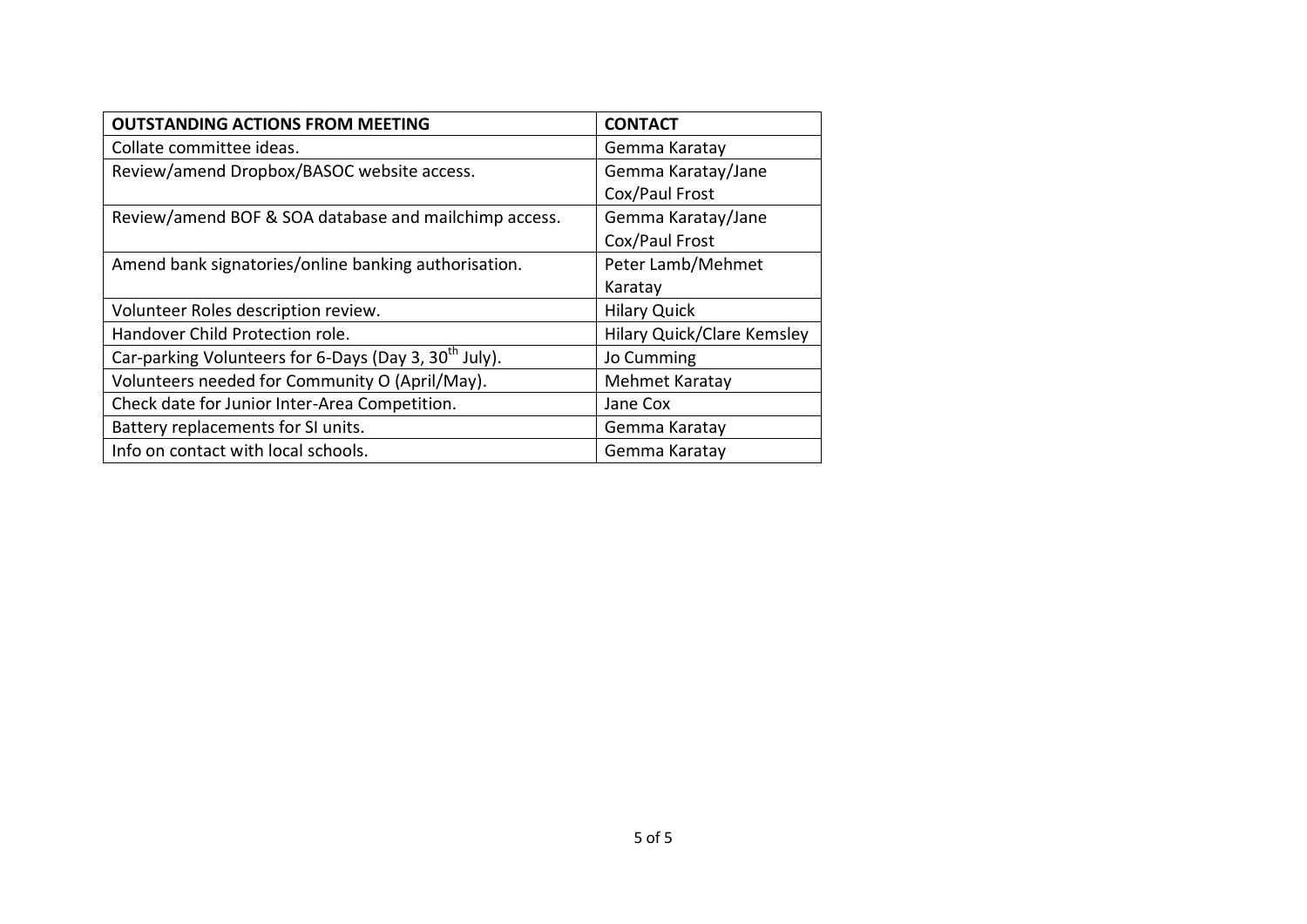| OUTSTANDING ACTIONS FROM MEETING | CONTACT |
|---|---|
| Collate committee ideas. | Gemma Karatay |
| Review/amend Dropbox/BASOC website access. | Gemma Karatay/Jane Cox/Paul Frost |
| Review/amend BOF & SOA database and mailchimp access. | Gemma Karatay/Jane Cox/Paul Frost |
| Amend bank signatories/online banking authorisation. | Peter Lamb/Mehmet Karatay |
| Volunteer Roles description review. | Hilary Quick |
| Handover Child Protection role. | Hilary Quick/Clare Kemsley |
| Car-parking Volunteers for 6-Days (Day 3, 30th July). | Jo Cumming |
| Volunteers needed for Community O (April/May). | Mehmet Karatay |
| Check date for Junior Inter-Area Competition. | Jane Cox |
| Battery replacements for SI units. | Gemma Karatay |
| Info on contact with local schools. | Gemma Karatay |